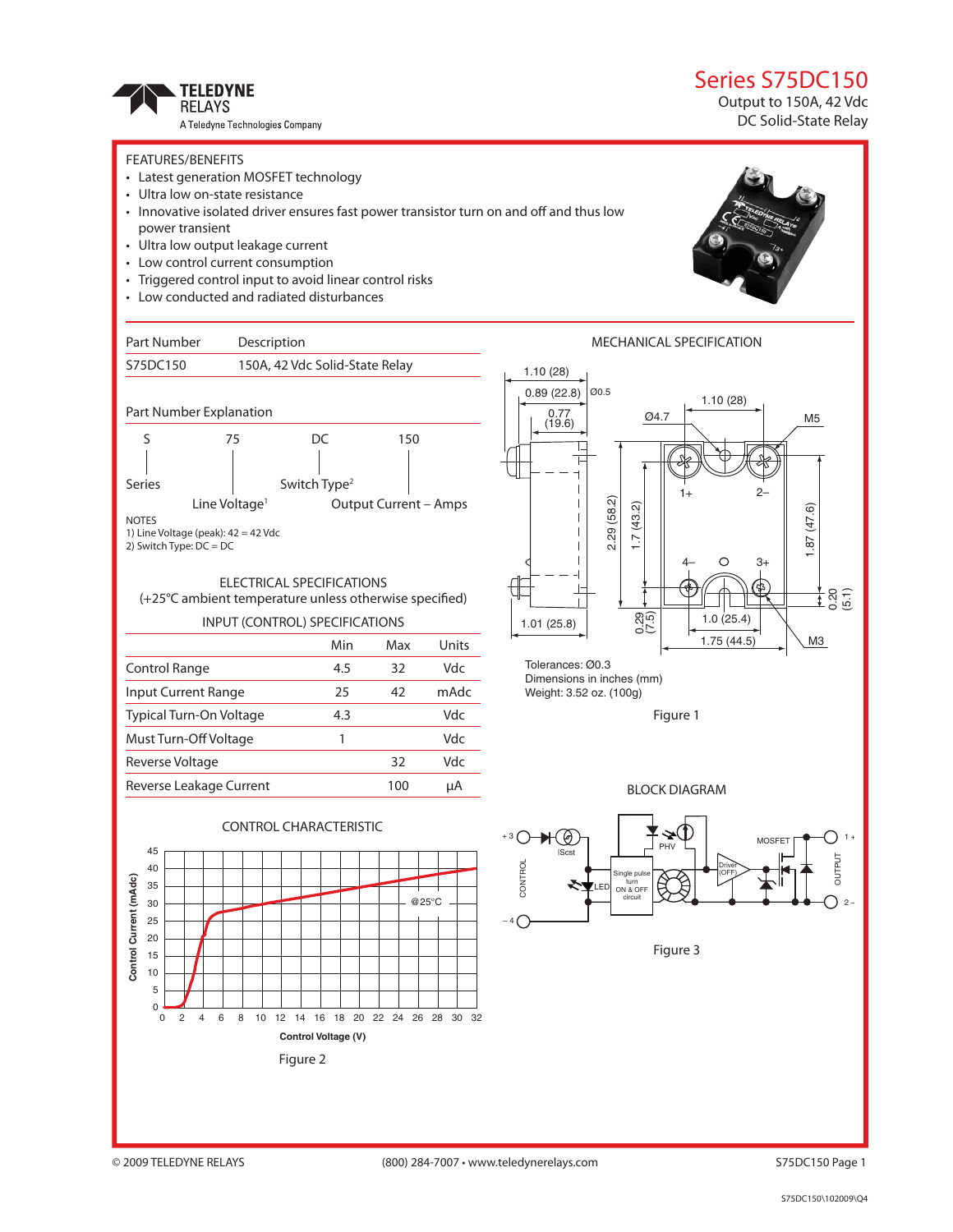# Series S75DC150

Output to 150A, 42 Vdc
DC Solid-State Relay

TELEDYNE RELAYS
A Teledyne Technologies Company

## FEATURES/BENEFITS

- Latest generation MOSFET technology
- Ultra low on-state resistance
- Innovative isolated driver ensures fast power transistor turn on and off and thus low power transient
- Ultra low output leakage current
- Low control current consumption
- Triggered control input to avoid linear control risks
- Low conducted and radiated disturbances

| Part Number | Description |
|---|---|
| S75DC150 | 150A, 42 Vdc Solid-State Relay |

### Part Number Explanation

| S | 75 | DC | 150 |
|---|---|---|---|
| Series | Line Voltage[1] | Switch Type[2] | Output Current – Amps |

NOTES
1) Line Voltage (peak): 42 = 42 Vdc
2) Switch Type: DC = DC

## ELECTRICAL SPECIFICATIONS

(+25°C ambient temperature unless otherwise specified)

### INPUT (CONTROL) SPECIFICATIONS

| | Min | Max | Units |
|---|---|---|---|
| Control Range | 4.5 | 32 | Vdc |
| Input Current Range | 25 | 42 | mAdc |
| Typical Turn-On Voltage | 4.3 | | Vdc |
| Must Turn-Off Voltage | 1 | | Vdc |
| Reverse Voltage | | 32 | Vdc |
| Reverse Leakage Current | | 100 | µA |

### CONTROL CHARACTERISTIC

Figure 2

## MECHANICAL SPECIFICATION

Tolerances: Ø0.3
Dimensions in inches (mm)
Weight: 3.52 oz. (100g)

Figure 1

## BLOCK DIAGRAM

Figure 3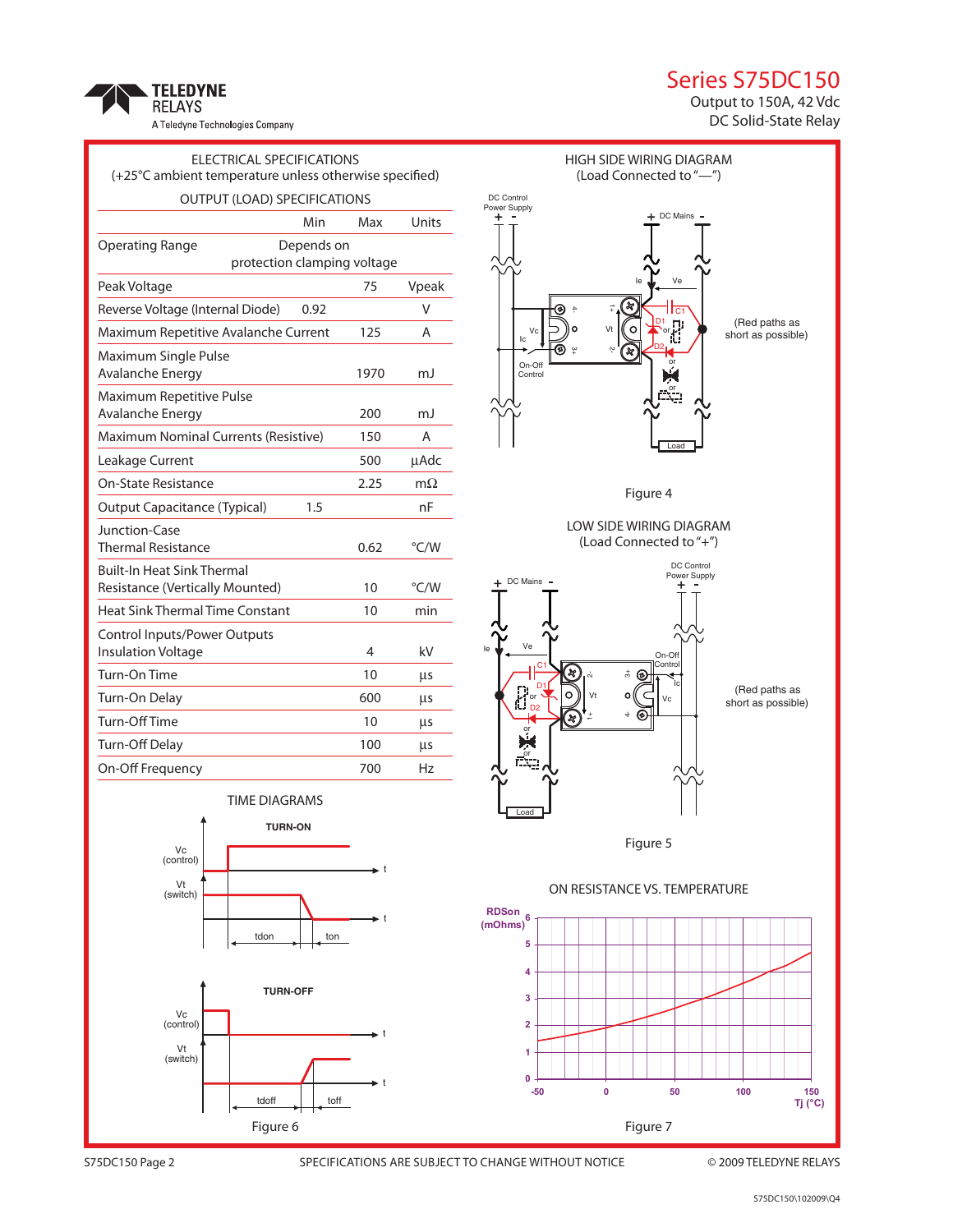# Series S75DC150

Output to 150A, 42 Vdc
DC Solid-State Relay

## ELECTRICAL SPECIFICATIONS

(+25°C ambient temperature unless otherwise specified)

### OUTPUT (LOAD) SPECIFICATIONS

| | Min | Max | Units |
|---|---|---|---|
| Operating Range | Depends on protection clamping voltage | | |
| Peak Voltage | | 75 | Vpeak |
| Reverse Voltage (Internal Diode) | 0.92 | | V |
| Maximum Repetitive Avalanche Current | | 125 | A |
| Maximum Single Pulse Avalanche Energy | | 1970 | mJ |
| Maximum Repetitive Pulse Avalanche Energy | | 200 | mJ |
| Maximum Nominal Currents (Resistive) | | 150 | A |
| Leakage Current | | 500 | µAdc |
| On-State Resistance | | 2.25 | mΩ |
| Output Capacitance (Typical) | 1.5 | | nF |
| Junction-Case Thermal Resistance | | 0.62 | °C/W |
| Built-In Heat Sink Thermal Resistance (Vertically Mounted) | | 10 | °C/W |
| Heat Sink Thermal Time Constant | | 10 | min |
| Control Inputs/Power Outputs Insulation Voltage | | 4 | kV |
| Turn-On Time | | 10 | µs |
| Turn-On Delay | | 600 | µs |
| Turn-Off Time | | 10 | µs |
| Turn-Off Delay | | 100 | µs |
| On-Off Frequency | | 700 | Hz |

### TIME DIAGRAMS

Figure 6

### HIGH SIDE WIRING DIAGRAM
(Load Connected to "—")

(Red paths as short as possible)

Figure 4

### LOW SIDE WIRING DIAGRAM
(Load Connected to "+")

(Red paths as short as possible)

Figure 5

### ON RESISTANCE VS. TEMPERATURE

Figure 7

SPECIFICATIONS ARE SUBJECT TO CHANGE WITHOUT NOTICE

© 2009 TELEDYNE RELAYS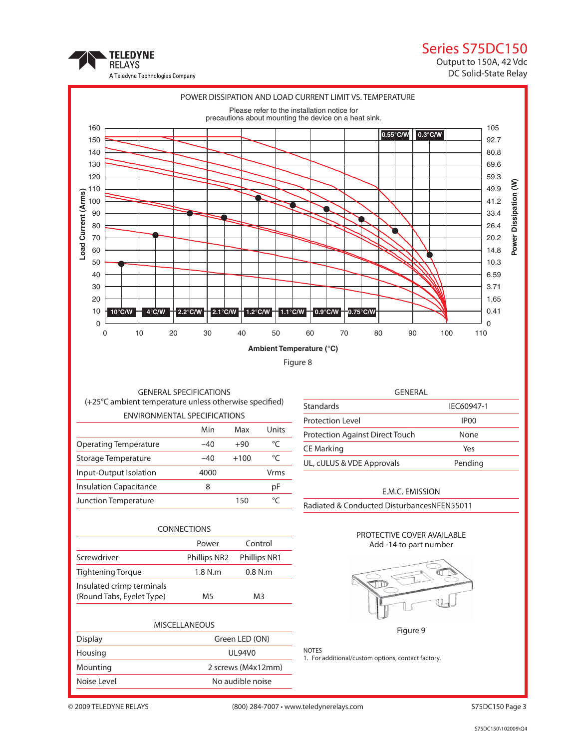POWER DISSIPATION AND LOAD CURRENT LIMIT VS. TEMPERATURE

Please refer to the installation notice for
precautions about mounting the device on a heat sink.

Load Current (Arms)

160
150
140
130
120
110
100
90
80
70
60
50
40
30
20
10
0

Power Dissipation (W)

105
92.7
80.8
69.6
59.3
49.9
41.2
33.4
26.4
20.2
14.8
10.3
6.59
3.71
1.65
0.41
0

0.55°C/W
0.3°C/W
10°C/W
4°C/W
2.2°C/W
2.1°C/W
1.2°C/W
1.1°C/W
0.9°C/W
0.75°C/W

0 10 20 30 40 50 60 70 80 90 100 110

Ambient Temperature (°C)

Figure 8

GENERAL SPECIFICATIONS
(+25°C ambient temperature unless otherwise specified)

ENVIRONMENTAL SPECIFICATIONS

| | Min | Max | Units |
|---|---|---|---|
| Operating Temperature | –40 | +90 | °C |
| Storage Temperature | –40 | +100 | °C |
| Input-Output Isolation | 4000 | | Vrms |
| Insulation Capacitance | 8 | | pF |
| Junction Temperature | | 150 | °C |

CONNECTIONS

| | Power | Control |
|---|---|---|
| Screwdriver | Phillips NR2 | Phillips NR1 |
| Tightening Torque | 1.8 N.m | 0.8 N.m |
| Insulated crimp terminals (Round Tabs, Eyelet Type) | M5 | M3 |

MISCELLANEOUS

| | |
|---|---|
| Display | Green LED (ON) |
| Housing | UL94V0 |
| Mounting | 2 screws (M4x12mm) |
| Noise Level | No audible noise |

GENERAL

| | |
|---|---|
| Standards | IEC60947-1 |
| Protection Level | IP00 |
| Protection Against Direct Touch | None |
| CE Marking | Yes |
| UL, cULUS & VDE Approvals | Pending |

E.M.C. EMISSION

| | |
|---|---|
| Radiated & Conducted Disturbances | NFEN55011 |

PROTECTIVE COVER AVAILABLE
Add -14 to part number

Figure 9

NOTES
1. For additional/custom options, contact factory.